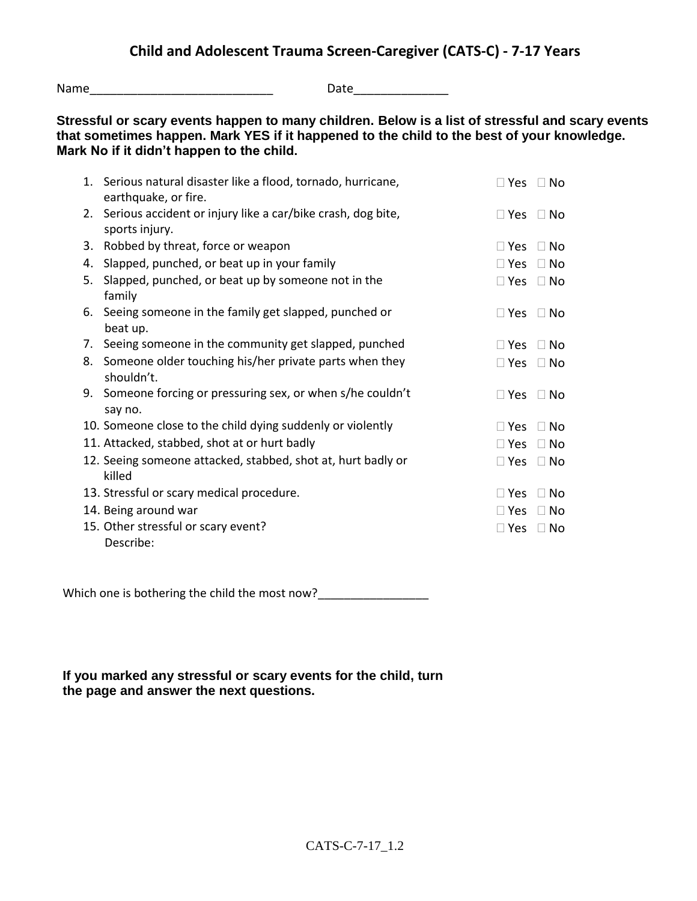# Child and Adolescent Trauma Screen-Caregiver (CATS-C) - 7-17 Years

Name___________________________ Date______________

**Stressful or scary events happen to many children. Below is a list of stressful and scary events that sometimes happen. Mark YES if it happened to the child to the best of your knowledge. Mark No if it didn't happen to the child.**

| | | |
|---|---|---|
| 1. | Serious natural disaster like a flood, tornado, hurricane, earthquake, or fire. | ☐ Yes ☐ No |
| 2. | Serious accident or injury like a car/bike crash, dog bite, sports injury. | ☐ Yes ☐ No |
| 3. | Robbed by threat, force or weapon | ☐ Yes ☐ No |
| 4. | Slapped, punched, or beat up in your family | ☐ Yes ☐ No |
| 5. | Slapped, punched, or beat up by someone not in the family | ☐ Yes ☐ No |
| 6. | Seeing someone in the family get slapped, punched or beat up. | ☐ Yes ☐ No |
| 7. | Seeing someone in the community get slapped, punched | ☐ Yes ☐ No |
| 8. | Someone older touching his/her private parts when they shouldn't. | ☐ Yes ☐ No |
| 9. | Someone forcing or pressuring sex, or when s/he couldn't say no. | ☐ Yes ☐ No |
| 10. | Someone close to the child dying suddenly or violently | ☐ Yes ☐ No |
| 11. | Attacked, stabbed, shot at or hurt badly | ☐ Yes ☐ No |
| 12. | Seeing someone attacked, stabbed, shot at, hurt badly or killed | ☐ Yes ☐ No |
| 13. | Stressful or scary medical procedure. | ☐ Yes ☐ No |
| 14. | Being around war | ☐ Yes ☐ No |
| 15. | Other stressful or scary event? Describe: | ☐ Yes ☐ No |

Which one is bothering the child the most now?_________________

**If you marked any stressful or scary events for the child, turn the page and answer the next questions.**

CATS-C-7-17_1.2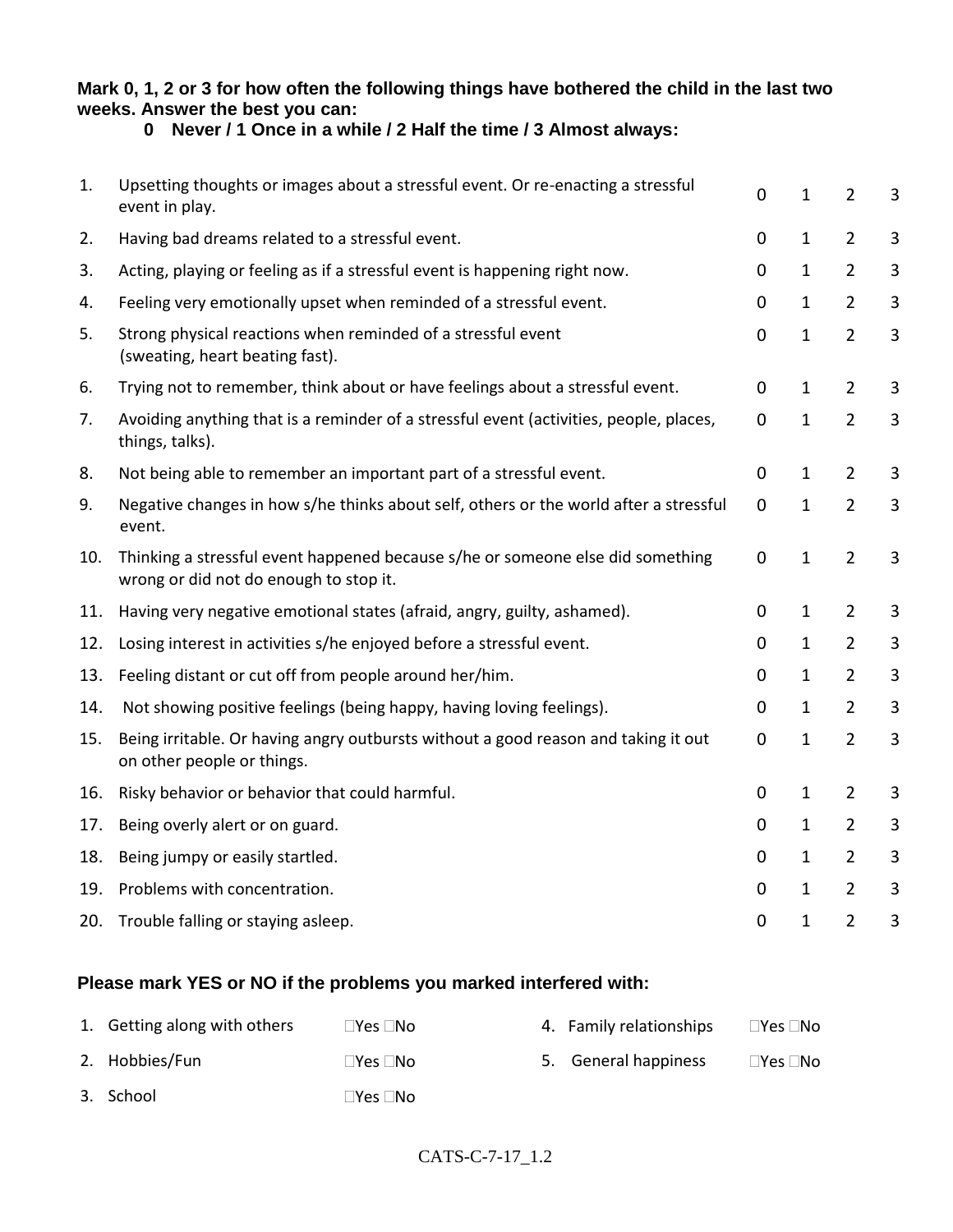**Mark 0, 1, 2 or 3 for how often the following things have bothered the child in the last two weeks. Answer the best you can:**

**0 Never / 1 Once in a while / 2 Half the time / 3 Almost always:**

| | | | | | |
|---|---|---|---|---|---|
| 1. | Upsetting thoughts or images about a stressful event. Or re-enacting a stressful event in play. | 0 | 1 | 2 | 3 |
| 2. | Having bad dreams related to a stressful event. | 0 | 1 | 2 | 3 |
| 3. | Acting, playing or feeling as if a stressful event is happening right now. | 0 | 1 | 2 | 3 |
| 4. | Feeling very emotionally upset when reminded of a stressful event. | 0 | 1 | 2 | 3 |
| 5. | Strong physical reactions when reminded of a stressful event (sweating, heart beating fast). | 0 | 1 | 2 | 3 |
| 6. | Trying not to remember, think about or have feelings about a stressful event. | 0 | 1 | 2 | 3 |
| 7. | Avoiding anything that is a reminder of a stressful event (activities, people, places, things, talks). | 0 | 1 | 2 | 3 |
| 8. | Not being able to remember an important part of a stressful event. | 0 | 1 | 2 | 3 |
| 9. | Negative changes in how s/he thinks about self, others or the world after a stressful event. | 0 | 1 | 2 | 3 |
| 10. | Thinking a stressful event happened because s/he or someone else did something wrong or did not do enough to stop it. | 0 | 1 | 2 | 3 |
| 11. | Having very negative emotional states (afraid, angry, guilty, ashamed). | 0 | 1 | 2 | 3 |
| 12. | Losing interest in activities s/he enjoyed before a stressful event. | 0 | 1 | 2 | 3 |
| 13. | Feeling distant or cut off from people around her/him. | 0 | 1 | 2 | 3 |
| 14. | Not showing positive feelings (being happy, having loving feelings). | 0 | 1 | 2 | 3 |
| 15. | Being irritable. Or having angry outbursts without a good reason and taking it out on other people or things. | 0 | 1 | 2 | 3 |
| 16. | Risky behavior or behavior that could harmful. | 0 | 1 | 2 | 3 |
| 17. | Being overly alert or on guard. | 0 | 1 | 2 | 3 |
| 18. | Being jumpy or easily startled. | 0 | 1 | 2 | 3 |
| 19. | Problems with concentration. | 0 | 1 | 2 | 3 |
| 20. | Trouble falling or staying asleep. | 0 | 1 | 2 | 3 |

**Please mark YES or NO if the problems you marked interfered with:**

| | | | |
|---|---|---|---|
| 1. Getting along with others | ☐Yes ☐No | 4. Family relationships | ☐Yes ☐No |
| 2. Hobbies/Fun | ☐Yes ☐No | 5. General happiness | ☐Yes ☐No |
| 3. School | ☐Yes ☐No | | |

CATS-C-7-17_1.2